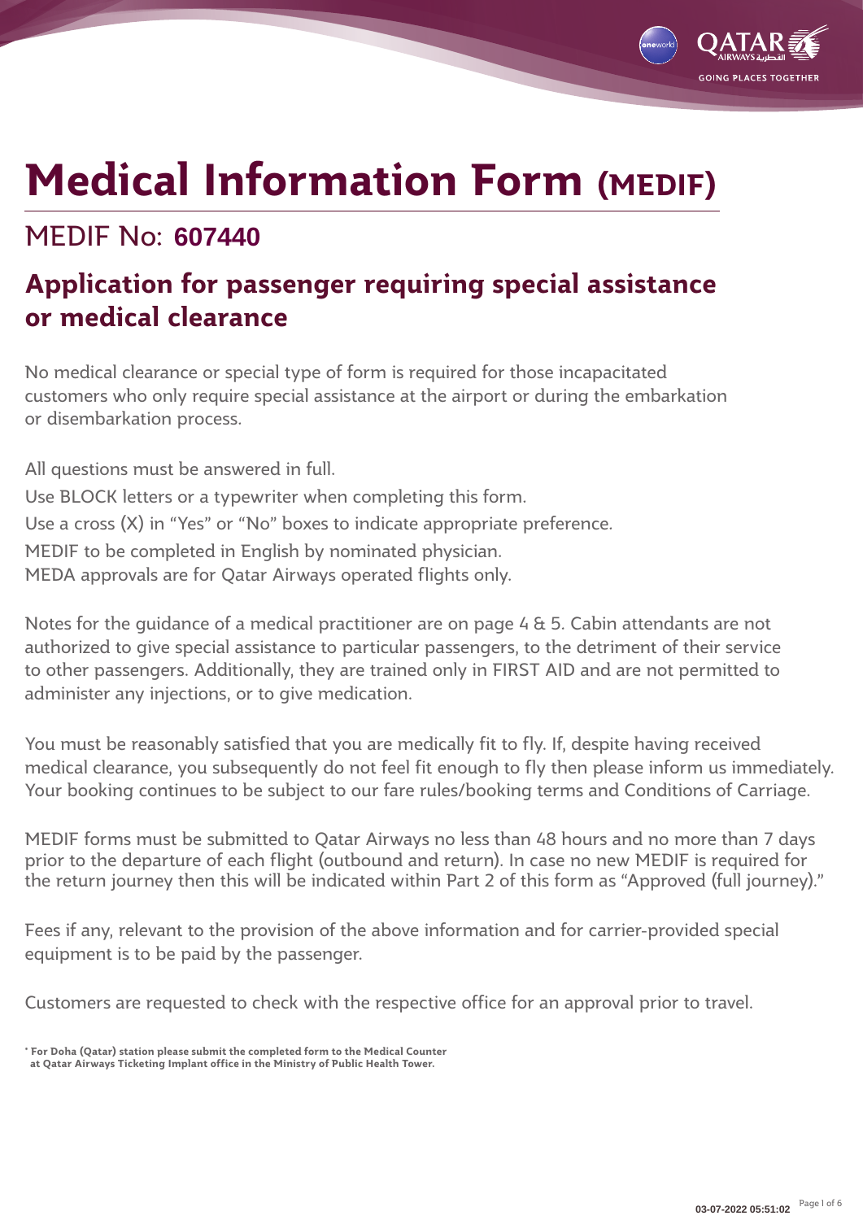# Medical Information Form (MEDIF)

## MEDIF No: **607440**

## Application for passenger requiring special assistance or medical clearance

No medical clearance or special type of form is required for those incapacitated customers who only require special assistance at the airport or during the embarkation or disembarkation process.

All questions must be answered in full.
Use BLOCK letters or a typewriter when completing this form.
Use a cross (X) in "Yes" or "No" boxes to indicate appropriate preference.
MEDIF to be completed in English by nominated physician.
MEDA approvals are for Qatar Airways operated flights only.

Notes for the guidance of a medical practitioner are on page 4 & 5. Cabin attendants are not authorized to give special assistance to particular passengers, to the detriment of their service to other passengers. Additionally, they are trained only in FIRST AID and are not permitted to administer any injections, or to give medication.

You must be reasonably satisfied that you are medically fit to fly. If, despite having received medical clearance, you subsequently do not feel fit enough to fly then please inform us immediately. Your booking continues to be subject to our fare rules/booking terms and Conditions of Carriage.

MEDIF forms must be submitted to Qatar Airways no less than 48 hours and no more than 7 days prior to the departure of each flight (outbound and return). In case no new MEDIF is required for the return journey then this will be indicated within Part 2 of this form as "Approved (full journey)."

Fees if any, relevant to the provision of the above information and for carrier-provided special equipment is to be paid by the passenger.

Customers are requested to check with the respective office for an approval prior to travel.

**\* For Doha (Qatar) station please submit the completed form to the Medical Counter at Qatar Airways Ticketing Implant office in the Ministry of Public Health Tower.**

03-07-2022 05:51:02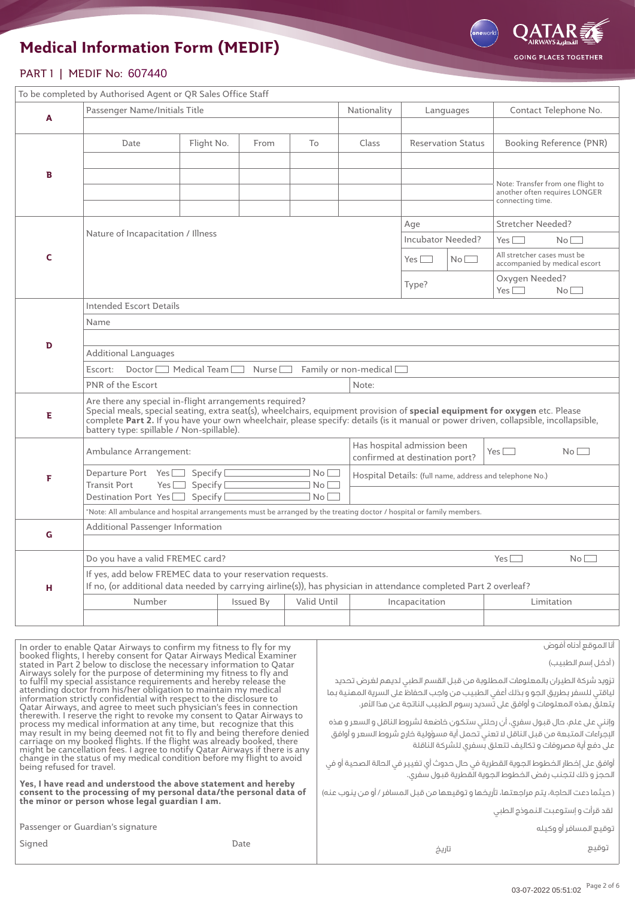# Medical Information Form (MEDIF)

QATAR AIRWAYS القطرية — GOING PLACES TOGETHER

## PART 1 | MEDIF No: 607440

To be completed by Authorised Agent or QR Sales Office Staff

| Section | | | | | | | | |
|---|---|---|---|---|---|---|---|---|
| **A** | Passenger Name/Initials Title | | | | Nationality | Languages | Contact Telephone No. | |
| | | | | | | | | |
| **B** | Date | Flight No. | From | To | Class | Reservation Status | Booking Reference (PNR) | |
| | | | | | | | | |
| | | | | | | | Note: Transfer from one flight to another often requires LONGER connecting time. | |
| | | | | | | | | |
| | | | | | | | | |
| **C** | Nature of Incapacitation / Illness | | | | | Age | Stretcher Needed? | |
| | | | | | | Incubator Needed? | Yes ☐ No ☐ | |
| | | | | | | Yes ☐ No ☐ | All stretcher cases must be accompanied by medical escort | |
| | | | | | | Type? | Oxygen Needed? Yes ☐ No ☐ | |
| **D** | Intended Escort Details | | | | | | | |
| | Name | | | | | | | |
| | | | | | | | | |
| | Additional Languages | | | | | | | |
| | Escort: Doctor ☐ Medical Team ☐ Nurse ☐ Family or non-medical ☐ | | | | | | | |
| | PNR of the Escort | | | | Note: | | | |
| **E** | Are there any special in-flight arrangements required? Special meals, special seating, extra seat(s), wheelchairs, equipment provision of **special equipment for oxygen** etc. Please complete **Part 2.** If you have your own wheelchair, please specify: details (is it manual or power driven, collapsible, incollapsible, battery type: spillable / Non-spillable). | | | | | | | |
| **F** | Ambulance Arrangement: | | | | Has hospital admission been confirmed at destination port? | | Yes ☐ | No ☐ |
| | Departure Port Yes ☐ Specify ☐ No ☐ | | | | Hospital Details: (full name, address and telephone No.) | | | |
| | Transit Port Yes ☐ Specify ☐ No ☐ | | | | | | | |
| | Destination Port Yes ☐ Specify ☐ No ☐ | | | | | | | |
| | *Note: All ambulance and hospital arrangements must be arranged by the treating doctor / hospital or family members. | | | | | | | |
| **G** | Additional Passenger Information | | | | | | | |
| | | | | | | | | |
| **H** | Do you have a valid FREMEC card? | | | | | | Yes ☐ | No ☐ |
| | If yes, add below FREMEC data to your reservation requests. If no, (or additional data needed by carrying airline(s)), has physician in attendance completed Part 2 overleaf? | | | | | | | |
| | Number | Issued By | Valid Until | | Incapacitation | | Limitation | |
| | | | | | | | | |

In order to enable Qatar Airways to confirm my fitness to fly for my booked flights, I hereby consent for Qatar Airways Medical Examiner stated in Part 2 below to disclose the necessary information to Qatar Airways solely for the purpose of determining my fitness to fly and to fulfil my special assistance requirements and hereby release the attending doctor from his/her obligation to maintain my medical information strictly confidential with respect to the disclosure to Qatar Airways, and agree to meet such physician's fees in connection therewith. I reserve the right to revoke my consent to Qatar Airways to process my medical information at any time, but recognize that this may result in my being deemed not fit to fly and being therefore denied carriage on my booked flights. If the flight was already booked, there might be cancellation fees. I agree to notify Qatar Airways if there is any change in the status of my medical condition before my flight to avoid being refused for travel.

**Yes, I have read and understood the above statement and hereby consent to the processing of my personal data/the personal data of the minor or person whose legal guardian I am.**

Passenger or Guardian's signature

Signed　　　　　　　　　　　　　　　　Date

أنا الموقع أدناه أفوض

( أدخل إسم الطبيب)

تزويد شركة الطيران بالمعلومات المطلوبة من قبل القسم الطبي لديهم لغرض تحديد لياقتي للسفر بطريق الجو و بذلك أعفي الطبيب من واجب الحفاظ على السرية المهنية بما يتعلق بهذه المعلومات و أوافق على تسديد رسوم الطبيب الناتجة عن هذا الأمر.

وإنني على علم، حال قبول سفري، أن رحلتي ستكون خاضعة لشروط الناقل و السعر و هذه الإجراءات المتبعة من قبل الناقل لا تعني تحمل أية مسؤولية خارج شروط السعر و أوافق على دفع أية مصروفات و تكاليف تتعلق بسفري للشركة الناقلة

أوافق على إخطار الخطوط الجوية القطرية في حال حدوث أي تغيير في الحالة الصحية أو في الحجز و ذلك لتجنب رفض الخطوط الجوية القطرية قبول سفري.

( حيثما دعت الحاجة، يتم مراجعتها، تأريخها و توقيعها من قبل المسافر / أو من ينوب عنه)

لقد قرأت و إستوعبت النموذج الطبي

توقيع المسافر أو وكيله

توقيع　　　　　　　　　　تاريخ

03-07-2022 05:51:02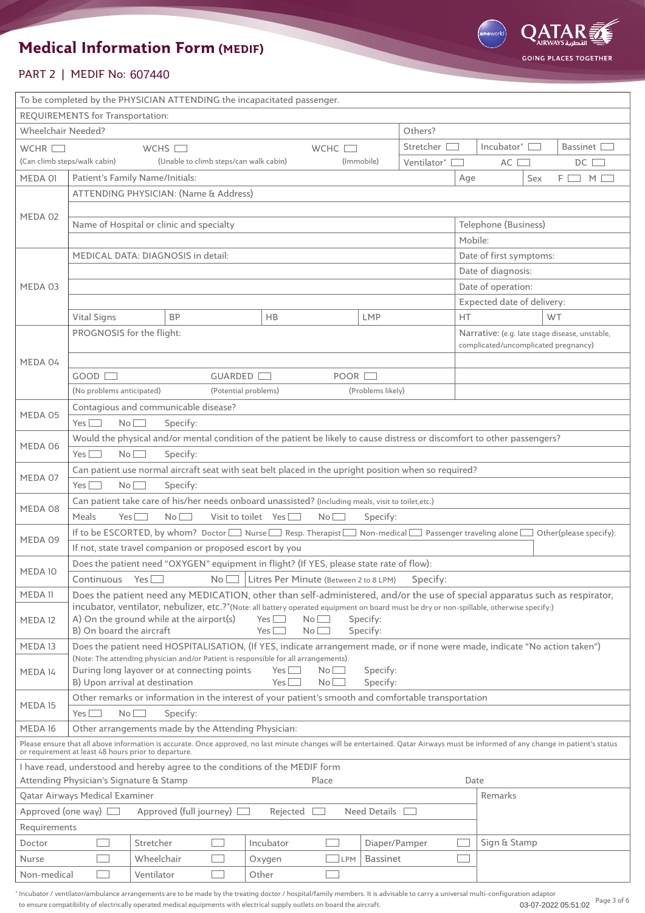# Medical Information Form (MEDIF)

PART 2 | MEDIF No: 607440

| To be completed by the PHYSICIAN ATTENDING the incapacitated passenger. | | | | | |
|---|---|---|---|---|---|
| REQUIREMENTS for Transportation: | | | | | |
| Wheelchair Needed? | | | | Others? | |
| WCHR ☐ (Can climb steps/walk cabin) | WCHS ☐ (Unable to climb steps/can walk cabin) | | WCHC ☐ (Immobile) | Stretcher ☐ Incubator* ☐ Bassinet ☐ | Ventilator* ☐ AC ☐ DC ☐ |
| MEDA 01 | Patient's Family Name/Initials: | | | Age | Sex F ☐ M ☐ |
| MEDA 02 | ATTENDING PHYSICIAN: (Name & Address) | | | | |
| | Name of Hospital or clinic and specialty | | | Telephone (Business) | |
| | | | | Mobile: | |
| MEDA 03 | MEDICAL DATA: DIAGNOSIS in detail: | | | Date of first symptoms: | |
| | | | | Date of diagnosis: | |
| | | | | Date of operation: | |
| | | | | Expected date of delivery: | |
| | Vital Signs | BP | HB | LMP | HT / WT |
| MEDA 04 | PROGNOSIS for the flight: | | | Narrative: (e.g. late stage disease, unstable, complicated/uncomplicated pregnancy) | |
| | GOOD ☐ (No problems anticipated) | GUARDED ☐ (Potential problems) | POOR ☐ (Problems likely) | | |
| MEDA 05 | Contagious and communicable disease? | | | | |
| | Yes ☐ No ☐ Specify: | | | | |
| MEDA 06 | Would the physical and/or mental condition of the patient be likely to cause distress or discomfort to other passengers? | | | | |
| | Yes ☐ No ☐ Specify: | | | | |
| MEDA 07 | Can patient use normal aircraft seat with seat belt placed in the upright position when so required? | | | | |
| | Yes ☐ No ☐ Specify: | | | | |
| MEDA 08 | Can patient take care of his/her needs onboard unassisted? (Including meals, visit to toilet,etc.) | | | | |
| | Meals Yes ☐ No ☐ Visit to toilet Yes ☐ No ☐ Specify: | | | | |
| MEDA 09 | If to be ESCORTED, by whom? Doctor ☐ Nurse ☐ Resp. Therapist ☐ Non-medical ☐ Passenger traveling alone ☐ Other(please specify): | | | | |
| | If not, state travel companion or proposed escort by you | | | | |
| MEDA 10 | Does the patient need "OXYGEN" equipment in flight? (If YES, please state rate of flow): | | | | |
| | Continuous Yes ☐ No ☐ | Litres Per Minute (Between 2 to 8 LPM) Specify: | | | |
| MEDA 11 / MEDA 12 | Does the patient need any MEDICATION, other than self-administered, and/or the use of special apparatus such as respirator, incubator, ventilator, nebulizer, etc.?*(Note: all battery operated equipment on board must be dry or non-spillable, otherwise specify:) | | | | |
| | A) On the ground while at the airport(s) Yes ☐ No ☐ Specify: | | | | |
| | B) On board the aircraft Yes ☐ No ☐ Specify: | | | | |
| MEDA 13 / MEDA 14 | Does the patient need HOSPITALISATION, (If YES, indicate arrangement made, or if none were made, indicate "No action taken") (Note: The attending physician and/or Patient is responsible for all arrangements). | | | | |
| | During long layover or at connecting points Yes ☐ No ☐ Specify: | | | | |
| | B) Upon arrival at destination Yes ☐ No ☐ Specify: | | | | |
| MEDA 15 | Other remarks or information in the interest of your patient's smooth and comfortable transportation | | | | |
| | Yes ☐ No ☐ Specify: | | | | |
| MEDA 16 | Other arrangements made by the Attending Physician: | | | | |

Please ensure that all above information is accurate. Once approved, no last minute changes will be entertained. Qatar Airways must be informed of any change in patient's status or requirement at least 48 hours prior to departure.

I have read, understood and hereby agree to the conditions of the MEDIF form

Attending Physician's Signature & Stamp | Place | Date

| Qatar Airways Medical Examiner | | | | | | | | Remarks |
|---|---|---|---|---|---|---|---|---|
| Approved (one way) ☐ | | Approved (full journey) ☐ | | Rejected ☐ | | Need Details ☐ | | |
| Requirements | | | | | | | | |
| Doctor | ☐ | Stretcher | ☐ | Incubator | ☐ | Diaper/Pamper | ☐ | Sign & Stamp |
| Nurse | ☐ | Wheelchair | ☐ | Oxygen | ☐ LPM | Bassinet | ☐ | |
| Non-medical | ☐ | Ventilator | ☐ | Other | ☐ | | | |

\* Incubator / ventilator/ambulance arrangements are to be made by the treating doctor / hospital/family members. It is advisable to carry a universal multi-configuration adaptor to ensure compatibility of electrically operated medical equipments with electrical supply outlets on board the aircraft.

03-07-2022 05:51:02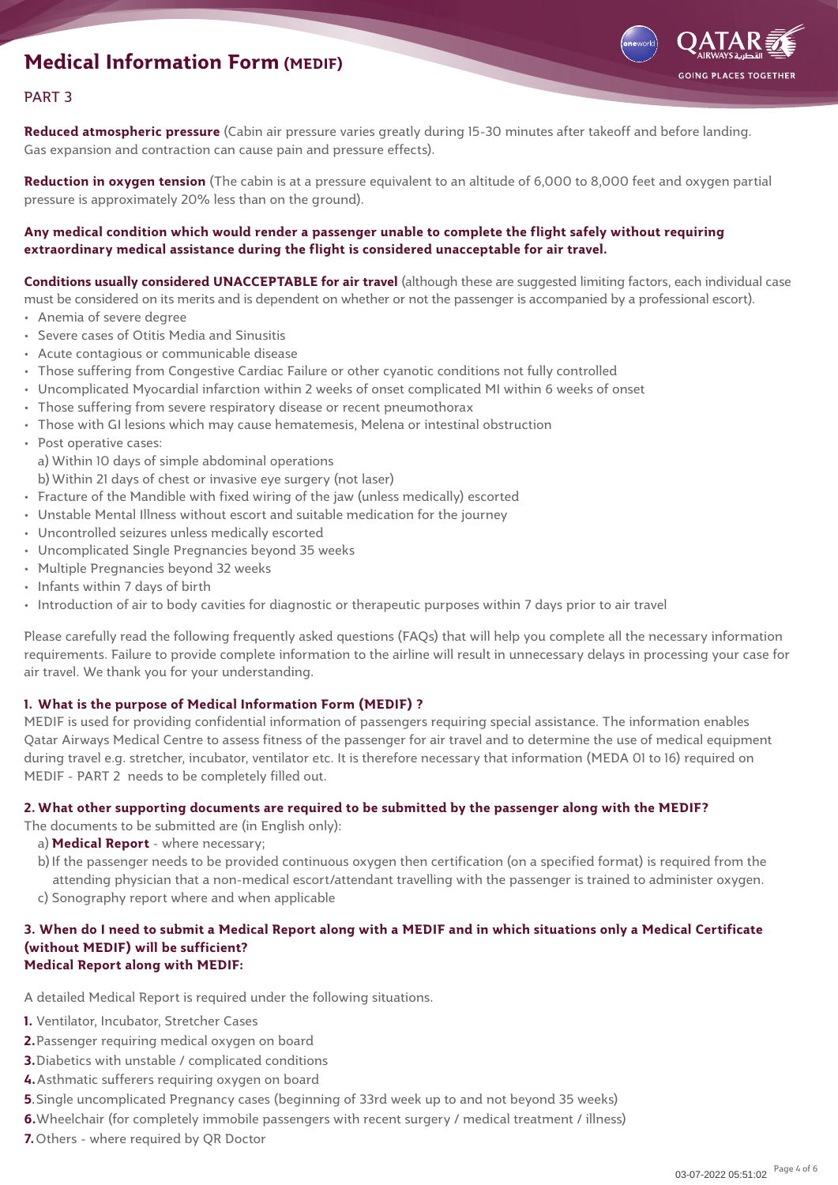# Medical Information Form (MEDIF)

PART 3

**Reduced atmospheric pressure** (Cabin air pressure varies greatly during 15-30 minutes after takeoff and before landing. Gas expansion and contraction can cause pain and pressure effects).

**Reduction in oxygen tension** (The cabin is at a pressure equivalent to an altitude of 6,000 to 8,000 feet and oxygen partial pressure is approximately 20% less than on the ground).

**Any medical condition which would render a passenger unable to complete the flight safely without requiring extraordinary medical assistance during the flight is considered unacceptable for air travel.**

**Conditions usually considered UNACCEPTABLE for air travel** (although these are suggested limiting factors, each individual case must be considered on its merits and is dependent on whether or not the passenger is accompanied by a professional escort).

- Anemia of severe degree
- Severe cases of Otitis Media and Sinusitis
- Acute contagious or communicable disease
- Those suffering from Congestive Cardiac Failure or other cyanotic conditions not fully controlled
- Uncomplicated Myocardial infarction within 2 weeks of onset complicated MI within 6 weeks of onset
- Those suffering from severe respiratory disease or recent pneumothorax
- Those with GI lesions which may cause hematemesis, Melena or intestinal obstruction
- Post operative cases:
  a) Within 10 days of simple abdominal operations
  b) Within 21 days of chest or invasive eye surgery (not laser)
- Fracture of the Mandible with fixed wiring of the jaw (unless medically) escorted
- Unstable Mental Illness without escort and suitable medication for the journey
- Uncontrolled seizures unless medically escorted
- Uncomplicated Single Pregnancies beyond 35 weeks
- Multiple Pregnancies beyond 32 weeks
- Infants within 7 days of birth
- Introduction of air to body cavities for diagnostic or therapeutic purposes within 7 days prior to air travel

Please carefully read the following frequently asked questions (FAQs) that will help you complete all the necessary information requirements. Failure to provide complete information to the airline will result in unnecessary delays in processing your case for air travel. We thank you for your understanding.

### 1. What is the purpose of Medical Information Form (MEDIF) ?

MEDIF is used for providing confidential information of passengers requiring special assistance. The information enables Qatar Airways Medical Centre to assess fitness of the passenger for air travel and to determine the use of medical equipment during travel e.g. stretcher, incubator, ventilator etc. It is therefore necessary that information (MEDA 01 to 16) required on MEDIF - PART 2 needs to be completely filled out.

### 2. What other supporting documents are required to be submitted by the passenger along with the MEDIF?

The documents to be submitted are (in English only):

a) **Medical Report** - where necessary;
b) If the passenger needs to be provided continuous oxygen then certification (on a specified format) is required from the attending physician that a non-medical escort/attendant travelling with the passenger is trained to administer oxygen.
c) Sonography report where and when applicable

### 3. When do I need to submit a Medical Report along with a MEDIF and in which situations only a Medical Certificate (without MEDIF) will be sufficient?

**Medical Report along with MEDIF:**

A detailed Medical Report is required under the following situations.

1. Ventilator, Incubator, Stretcher Cases
2. Passenger requiring medical oxygen on board
3. Diabetics with unstable / complicated conditions
4. Asthmatic sufferers requiring oxygen on board
5. Single uncomplicated Pregnancy cases (beginning of 33rd week up to and not beyond 35 weeks)
6. Wheelchair (for completely immobile passengers with recent surgery / medical treatment / illness)
7. Others - where required by QR Doctor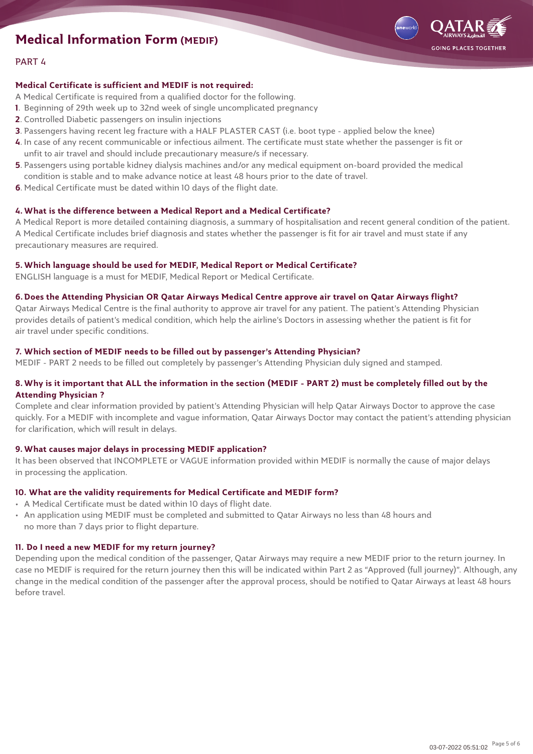# Medical Information Form (MEDIF)

PART 4

**Medical Certificate is sufficient and MEDIF is not required:**

A Medical Certificate is required from a qualified doctor for the following.

**1**. Beginning of 29th week up to 32nd week of single uncomplicated pregnancy
**2**. Controlled Diabetic passengers on insulin injections
**3**. Passengers having recent leg fracture with a HALF PLASTER CAST (i.e. boot type - applied below the knee)
**4**. In case of any recent communicable or infectious ailment. The certificate must state whether the passenger is fit or unfit to air travel and should include precautionary measure/s if necessary.
**5**. Passengers using portable kidney dialysis machines and/or any medical equipment on-board provided the medical condition is stable and to make advance notice at least 48 hours prior to the date of travel.
**6**. Medical Certificate must be dated within 10 days of the flight date.

**4. What is the difference between a Medical Report and a Medical Certificate?**

A Medical Report is more detailed containing diagnosis, a summary of hospitalisation and recent general condition of the patient. A Medical Certificate includes brief diagnosis and states whether the passenger is fit for air travel and must state if any precautionary measures are required.

**5. Which language should be used for MEDIF, Medical Report or Medical Certificate?**

ENGLISH language is a must for MEDIF, Medical Report or Medical Certificate.

**6. Does the Attending Physician OR Qatar Airways Medical Centre approve air travel on Qatar Airways flight?**

Qatar Airways Medical Centre is the final authority to approve air travel for any patient. The patient's Attending Physician provides details of patient's medical condition, which help the airline's Doctors in assessing whether the patient is fit for air travel under specific conditions.

**7. Which section of MEDIF needs to be filled out by passenger's Attending Physician?**

MEDIF - PART 2 needs to be filled out completely by passenger's Attending Physician duly signed and stamped.

**8. Why is it important that ALL the information in the section (MEDIF - PART 2) must be completely filled out by the Attending Physician ?**

Complete and clear information provided by patient's Attending Physician will help Qatar Airways Doctor to approve the case quickly. For a MEDIF with incomplete and vague information, Qatar Airways Doctor may contact the patient's attending physician for clarification, which will result in delays.

**9. What causes major delays in processing MEDIF application?**

It has been observed that INCOMPLETE or VAGUE information provided within MEDIF is normally the cause of major delays in processing the application.

**10. What are the validity requirements for Medical Certificate and MEDIF form?**

- A Medical Certificate must be dated within 10 days of flight date.
- An application using MEDIF must be completed and submitted to Qatar Airways no less than 48 hours and no more than 7 days prior to flight departure.

**11. Do I need a new MEDIF for my return journey?**

Depending upon the medical condition of the passenger, Qatar Airways may require a new MEDIF prior to the return journey. In case no MEDIF is required for the return journey then this will be indicated within Part 2 as "Approved (full journey)". Although, any change in the medical condition of the passenger after the approval process, should be notified to Qatar Airways at least 48 hours before travel.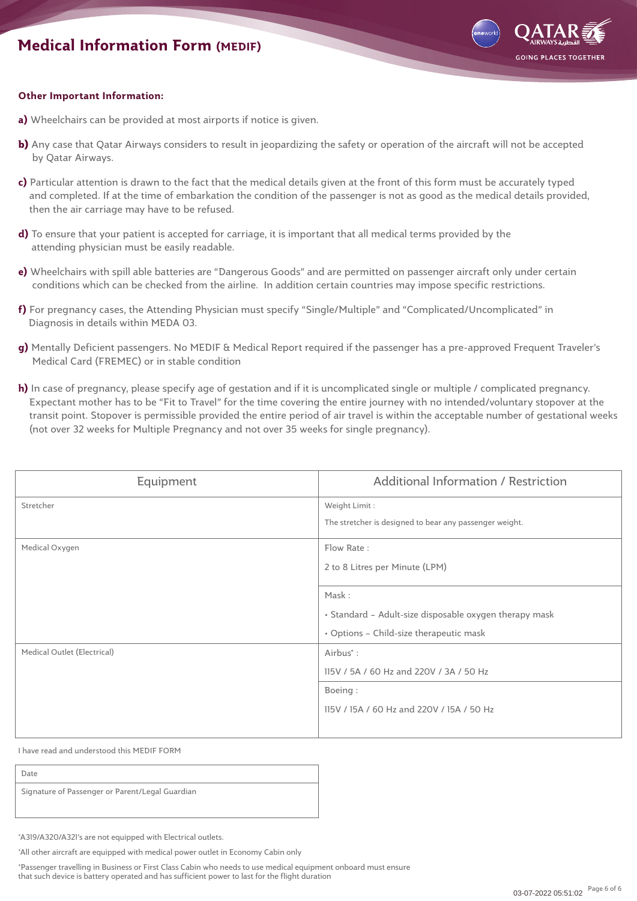# Medical Information Form (MEDIF)

**Other Important Information:**

**a)** Wheelchairs can be provided at most airports if notice is given.

**b)** Any case that Qatar Airways considers to result in jeopardizing the safety or operation of the aircraft will not be accepted by Qatar Airways.

**c)** Particular attention is drawn to the fact that the medical details given at the front of this form must be accurately typed and completed. If at the time of embarkation the condition of the passenger is not as good as the medical details provided, then the air carriage may have to be refused.

**d)** To ensure that your patient is accepted for carriage, it is important that all medical terms provided by the attending physician must be easily readable.

**e)** Wheelchairs with spill able batteries are "Dangerous Goods" and are permitted on passenger aircraft only under certain conditions which can be checked from the airline. In addition certain countries may impose specific restrictions.

**f)** For pregnancy cases, the Attending Physician must specify "Single/Multiple" and "Complicated/Uncomplicated" in Diagnosis in details within MEDA 03.

**g)** Mentally Deficient passengers. No MEDIF & Medical Report required if the passenger has a pre-approved Frequent Traveler's Medical Card (FREMEC) or in stable condition

**h)** In case of pregnancy, please specify age of gestation and if it is uncomplicated single or multiple / complicated pregnancy. Expectant mother has to be "Fit to Travel" for the time covering the entire journey with no intended/voluntary stopover at the transit point. Stopover is permissible provided the entire period of air travel is within the acceptable number of gestational weeks (not over 32 weeks for Multiple Pregnancy and not over 35 weeks for single pregnancy).

| Equipment | Additional Information / Restriction |
|---|---|
| Stretcher | Weight Limit :<br>The stretcher is designed to bear any passenger weight. |
| Medical Oxygen | Flow Rate :<br>2 to 8 Litres per Minute (LPM) |
| | Mask :<br>• Standard – Adult-size disposable oxygen therapy mask<br>• Options – Child-size therapeutic mask |
| Medical Outlet (Electrical) | Airbus* :<br>115V / 5A / 60 Hz and 220V / 3A / 50 Hz |
| | Boeing :<br>115V / 15A / 60 Hz and 220V / 15A / 50 Hz |

I have read and understood this MEDIF FORM

| |
|---|
| Date |
| Signature of Passenger or Parent/Legal Guardian |

*A319/A320/A321's are not equipped with Electrical outlets.

*All other aircraft are equipped with medical power outlet in Economy Cabin only

*Passenger travelling in Business or First Class Cabin who needs to use medical equipment onboard must ensure that such device is battery operated and has sufficient power to last for the flight duration

03-07-2022 05:51:02